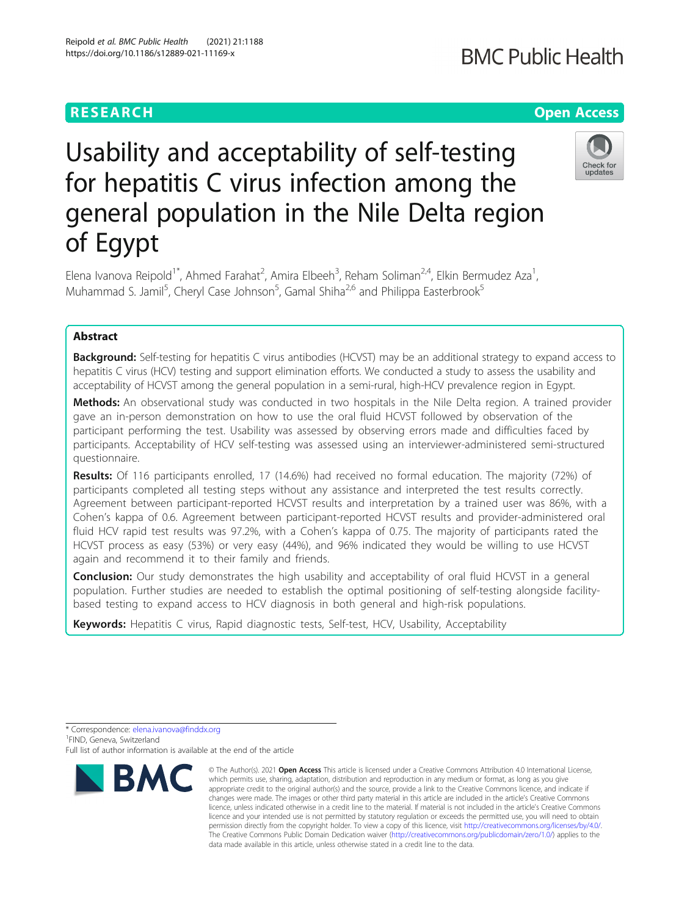RESEARCH

Open Access

# Usability and acceptability of self-testing for hepatitis C virus infection among the general population in the Nile Delta region of Egypt

Elena Ivanova Reipold[1*], Ahmed Farahat[2], Amira Elbeeh[3], Reham Soliman[2,4], Elkin Bermudez Aza[1], Muhammad S. Jamil[5], Cheryl Case Johnson[5], Gamal Shiha[2,6] and Philippa Easterbrook[5]

## Abstract

**Background:** Self-testing for hepatitis C virus antibodies (HCVST) may be an additional strategy to expand access to hepatitis C virus (HCV) testing and support elimination efforts. We conducted a study to assess the usability and acceptability of HCVST among the general population in a semi-rural, high-HCV prevalence region in Egypt.

**Methods:** An observational study was conducted in two hospitals in the Nile Delta region. A trained provider gave an in-person demonstration on how to use the oral fluid HCVST followed by observation of the participant performing the test. Usability was assessed by observing errors made and difficulties faced by participants. Acceptability of HCV self-testing was assessed using an interviewer-administered semi-structured questionnaire.

**Results:** Of 116 participants enrolled, 17 (14.6%) had received no formal education. The majority (72%) of participants completed all testing steps without any assistance and interpreted the test results correctly. Agreement between participant-reported HCVST results and interpretation by a trained user was 86%, with a Cohen's kappa of 0.6. Agreement between participant-reported HCVST results and provider-administered oral fluid HCV rapid test results was 97.2%, with a Cohen's kappa of 0.75. The majority of participants rated the HCVST process as easy (53%) or very easy (44%), and 96% indicated they would be willing to use HCVST again and recommend it to their family and friends.

**Conclusion:** Our study demonstrates the high usability and acceptability of oral fluid HCVST in a general population. Further studies are needed to establish the optimal positioning of self-testing alongside facility-based testing to expand access to HCV diagnosis in both general and high-risk populations.

**Keywords:** Hepatitis C virus, Rapid diagnostic tests, Self-test, HCV, Usability, Acceptability

\* Correspondence: elena.ivanova@finddx.org
[1]FIND, Geneva, Switzerland
Full list of author information is available at the end of the article

© The Author(s). 2021 **Open Access** This article is licensed under a Creative Commons Attribution 4.0 International License, which permits use, sharing, adaptation, distribution and reproduction in any medium or format, as long as you give appropriate credit to the original author(s) and the source, provide a link to the Creative Commons licence, and indicate if changes were made. The images or other third party material in this article are included in the article's Creative Commons licence, unless indicated otherwise in a credit line to the material. If material is not included in the article's Creative Commons licence and your intended use is not permitted by statutory regulation or exceeds the permitted use, you will need to obtain permission directly from the copyright holder. To view a copy of this licence, visit http://creativecommons.org/licenses/by/4.0/. The Creative Commons Public Domain Dedication waiver (http://creativecommons.org/publicdomain/zero/1.0/) applies to the data made available in this article, unless otherwise stated in a credit line to the data.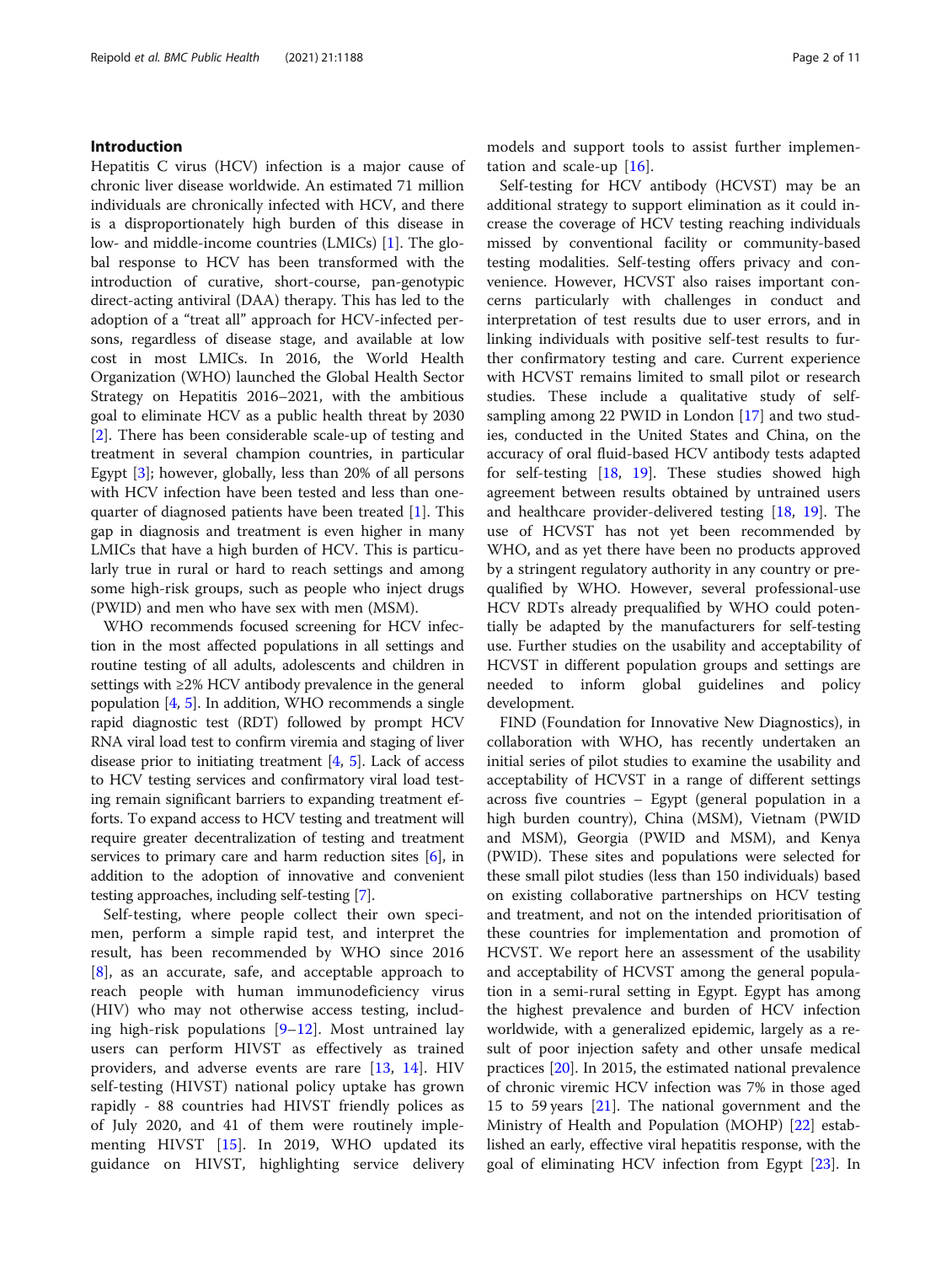## Introduction

Hepatitis C virus (HCV) infection is a major cause of chronic liver disease worldwide. An estimated 71 million individuals are chronically infected with HCV, and there is a disproportionately high burden of this disease in low- and middle-income countries (LMICs) [1]. The global response to HCV has been transformed with the introduction of curative, short-course, pan-genotypic direct-acting antiviral (DAA) therapy. This has led to the adoption of a "treat all" approach for HCV-infected persons, regardless of disease stage, and available at low cost in most LMICs. In 2016, the World Health Organization (WHO) launched the Global Health Sector Strategy on Hepatitis 2016–2021, with the ambitious goal to eliminate HCV as a public health threat by 2030 [2]. There has been considerable scale-up of testing and treatment in several champion countries, in particular Egypt [3]; however, globally, less than 20% of all persons with HCV infection have been tested and less than one-quarter of diagnosed patients have been treated [1]. This gap in diagnosis and treatment is even higher in many LMICs that have a high burden of HCV. This is particularly true in rural or hard to reach settings and among some high-risk groups, such as people who inject drugs (PWID) and men who have sex with men (MSM).

WHO recommends focused screening for HCV infection in the most affected populations in all settings and routine testing of all adults, adolescents and children in settings with ≥2% HCV antibody prevalence in the general population [4, 5]. In addition, WHO recommends a single rapid diagnostic test (RDT) followed by prompt HCV RNA viral load test to confirm viremia and staging of liver disease prior to initiating treatment [4, 5]. Lack of access to HCV testing services and confirmatory viral load testing remain significant barriers to expanding treatment efforts. To expand access to HCV testing and treatment will require greater decentralization of testing and treatment services to primary care and harm reduction sites [6], in addition to the adoption of innovative and convenient testing approaches, including self-testing [7].

Self-testing, where people collect their own specimen, perform a simple rapid test, and interpret the result, has been recommended by WHO since 2016 [8], as an accurate, safe, and acceptable approach to reach people with human immunodeficiency virus (HIV) who may not otherwise access testing, including high-risk populations [9–12]. Most untrained lay users can perform HIVST as effectively as trained providers, and adverse events are rare [13, 14]. HIV self-testing (HIVST) national policy uptake has grown rapidly - 88 countries had HIVST friendly polices as of July 2020, and 41 of them were routinely implementing HIVST [15]. In 2019, WHO updated its guidance on HIVST, highlighting service delivery models and support tools to assist further implementation and scale-up [16].

Self-testing for HCV antibody (HCVST) may be an additional strategy to support elimination as it could increase the coverage of HCV testing reaching individuals missed by conventional facility or community-based testing modalities. Self-testing offers privacy and convenience. However, HCVST also raises important concerns particularly with challenges in conduct and interpretation of test results due to user errors, and in linking individuals with positive self-test results to further confirmatory testing and care. Current experience with HCVST remains limited to small pilot or research studies. These include a qualitative study of self-sampling among 22 PWID in London [17] and two studies, conducted in the United States and China, on the accuracy of oral fluid-based HCV antibody tests adapted for self-testing [18, 19]. These studies showed high agreement between results obtained by untrained users and healthcare provider-delivered testing [18, 19]. The use of HCVST has not yet been recommended by WHO, and as yet there have been no products approved by a stringent regulatory authority in any country or prequalified by WHO. However, several professional-use HCV RDTs already prequalified by WHO could potentially be adapted by the manufacturers for self-testing use. Further studies on the usability and acceptability of HCVST in different population groups and settings are needed to inform global guidelines and policy development.

FIND (Foundation for Innovative New Diagnostics), in collaboration with WHO, has recently undertaken an initial series of pilot studies to examine the usability and acceptability of HCVST in a range of different settings across five countries – Egypt (general population in a high burden country), China (MSM), Vietnam (PWID and MSM), Georgia (PWID and MSM), and Kenya (PWID). These sites and populations were selected for these small pilot studies (less than 150 individuals) based on existing collaborative partnerships on HCV testing and treatment, and not on the intended prioritisation of these countries for implementation and promotion of HCVST. We report here an assessment of the usability and acceptability of HCVST among the general population in a semi-rural setting in Egypt. Egypt has among the highest prevalence and burden of HCV infection worldwide, with a generalized epidemic, largely as a result of poor injection safety and other unsafe medical practices [20]. In 2015, the estimated national prevalence of chronic viremic HCV infection was 7% in those aged 15 to 59 years [21]. The national government and the Ministry of Health and Population (MOHP) [22] established an early, effective viral hepatitis response, with the goal of eliminating HCV infection from Egypt [23]. In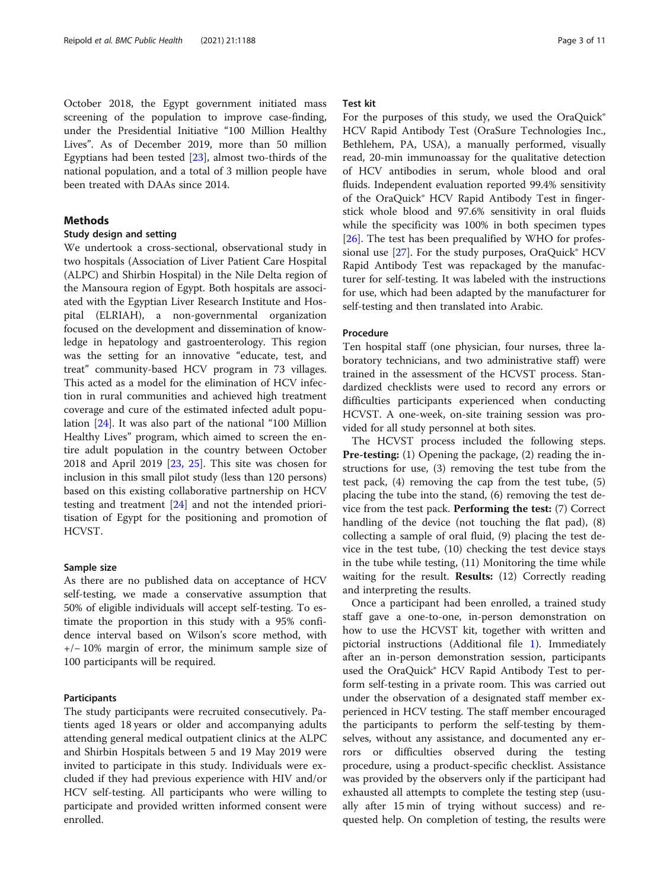October 2018, the Egypt government initiated mass screening of the population to improve case-finding, under the Presidential Initiative "100 Million Healthy Lives". As of December 2019, more than 50 million Egyptians had been tested [23], almost two-thirds of the national population, and a total of 3 million people have been treated with DAAs since 2014.

## Methods

### Study design and setting

We undertook a cross-sectional, observational study in two hospitals (Association of Liver Patient Care Hospital (ALPC) and Shirbin Hospital) in the Nile Delta region of the Mansoura region of Egypt. Both hospitals are associated with the Egyptian Liver Research Institute and Hospital (ELRIAH), a non-governmental organization focused on the development and dissemination of knowledge in hepatology and gastroenterology. This region was the setting for an innovative "educate, test, and treat" community-based HCV program in 73 villages. This acted as a model for the elimination of HCV infection in rural communities and achieved high treatment coverage and cure of the estimated infected adult population [24]. It was also part of the national "100 Million Healthy Lives" program, which aimed to screen the entire adult population in the country between October 2018 and April 2019 [23, 25]. This site was chosen for inclusion in this small pilot study (less than 120 persons) based on this existing collaborative partnership on HCV testing and treatment [24] and not the intended prioritisation of Egypt for the positioning and promotion of HCVST.

### Sample size

As there are no published data on acceptance of HCV self-testing, we made a conservative assumption that 50% of eligible individuals will accept self-testing. To estimate the proportion in this study with a 95% confidence interval based on Wilson's score method, with +/− 10% margin of error, the minimum sample size of 100 participants will be required.

### Participants

The study participants were recruited consecutively. Patients aged 18 years or older and accompanying adults attending general medical outpatient clinics at the ALPC and Shirbin Hospitals between 5 and 19 May 2019 were invited to participate in this study. Individuals were excluded if they had previous experience with HIV and/or HCV self-testing. All participants who were willing to participate and provided written informed consent were enrolled.

### Test kit

For the purposes of this study, we used the OraQuick® HCV Rapid Antibody Test (OraSure Technologies Inc., Bethlehem, PA, USA), a manually performed, visually read, 20-min immunoassay for the qualitative detection of HCV antibodies in serum, whole blood and oral fluids. Independent evaluation reported 99.4% sensitivity of the OraQuick® HCV Rapid Antibody Test in fingerstick whole blood and 97.6% sensitivity in oral fluids while the specificity was 100% in both specimen types [26]. The test has been prequalified by WHO for professional use [27]. For the study purposes, OraQuick® HCV Rapid Antibody Test was repackaged by the manufacturer for self-testing. It was labeled with the instructions for use, which had been adapted by the manufacturer for self-testing and then translated into Arabic.

### Procedure

Ten hospital staff (one physician, four nurses, three laboratory technicians, and two administrative staff) were trained in the assessment of the HCVST process. Standardized checklists were used to record any errors or difficulties participants experienced when conducting HCVST. A one-week, on-site training session was provided for all study personnel at both sites.

The HCVST process included the following steps. **Pre-testing:** (1) Opening the package, (2) reading the instructions for use, (3) removing the test tube from the test pack, (4) removing the cap from the test tube, (5) placing the tube into the stand, (6) removing the test device from the test pack. **Performing the test:** (7) Correct handling of the device (not touching the flat pad), (8) collecting a sample of oral fluid, (9) placing the test device in the test tube, (10) checking the test device stays in the tube while testing, (11) Monitoring the time while waiting for the result. **Results:** (12) Correctly reading and interpreting the results.

Once a participant had been enrolled, a trained study staff gave a one-to-one, in-person demonstration on how to use the HCVST kit, together with written and pictorial instructions (Additional file 1). Immediately after an in-person demonstration session, participants used the OraQuick® HCV Rapid Antibody Test to perform self-testing in a private room. This was carried out under the observation of a designated staff member experienced in HCV testing. The staff member encouraged the participants to perform the self-testing by themselves, without any assistance, and documented any errors or difficulties observed during the testing procedure, using a product-specific checklist. Assistance was provided by the observers only if the participant had exhausted all attempts to complete the testing step (usually after 15 min of trying without success) and requested help. On completion of testing, the results were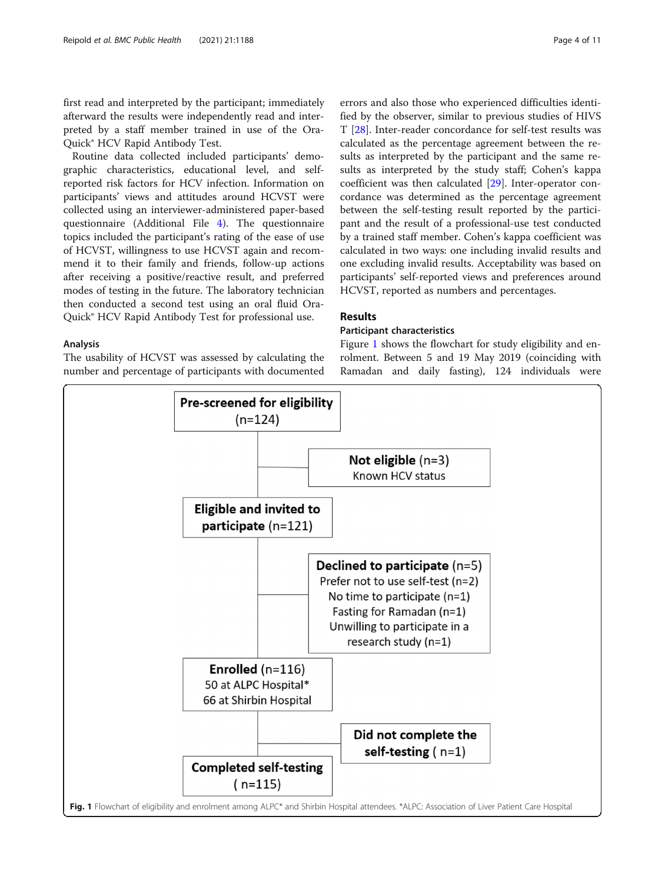first read and interpreted by the participant; immediately afterward the results were independently read and interpreted by a staff member trained in use of the OraQuick® HCV Rapid Antibody Test.

Routine data collected included participants' demographic characteristics, educational level, and self-reported risk factors for HCV infection. Information on participants' views and attitudes around HCVST were collected using an interviewer-administered paper-based questionnaire (Additional File 4). The questionnaire topics included the participant's rating of the ease of use of HCVST, willingness to use HCVST again and recommend it to their family and friends, follow-up actions after receiving a positive/reactive result, and preferred modes of testing in the future. The laboratory technician then conducted a second test using an oral fluid OraQuick® HCV Rapid Antibody Test for professional use.

### Analysis

The usability of HCVST was assessed by calculating the number and percentage of participants with documented errors and also those who experienced difficulties identified by the observer, similar to previous studies of HIVST [28]. Inter-reader concordance for self-test results was calculated as the percentage agreement between the results as interpreted by the participant and the same results as interpreted by the study staff; Cohen's kappa coefficient was then calculated [29]. Inter-operator concordance was determined as the percentage agreement between the self-testing result reported by the participant and the result of a professional-use test conducted by a trained staff member. Cohen's kappa coefficient was calculated in two ways: one including invalid results and one excluding invalid results. Acceptability was based on participants' self-reported views and preferences around HCVST, reported as numbers and percentages.

## Results

### Participant characteristics

Figure 1 shows the flowchart for study eligibility and enrolment. Between 5 and 19 May 2019 (coinciding with Ramadan and daily fasting), 124 individuals were

**Pre-screened for eligibility** (n=124)

**Not eligible** (n=3)
Known HCV status

**Eligible and invited to participate** (n=121)

**Declined to participate** (n=5)
Prefer not to use self-test (n=2)
No time to participate (n=1)
Fasting for Ramadan (n=1)
Unwilling to participate in a research study (n=1)

**Enrolled** (n=116)
50 at ALPC Hospital*
66 at Shirbin Hospital

**Did not complete the self-testing** ( n=1)

**Completed self-testing** ( n=115)

**Fig. 1** Flowchart of eligibility and enrolment among ALPC* and Shirbin Hospital attendees. *ALPC: Association of Liver Patient Care Hospital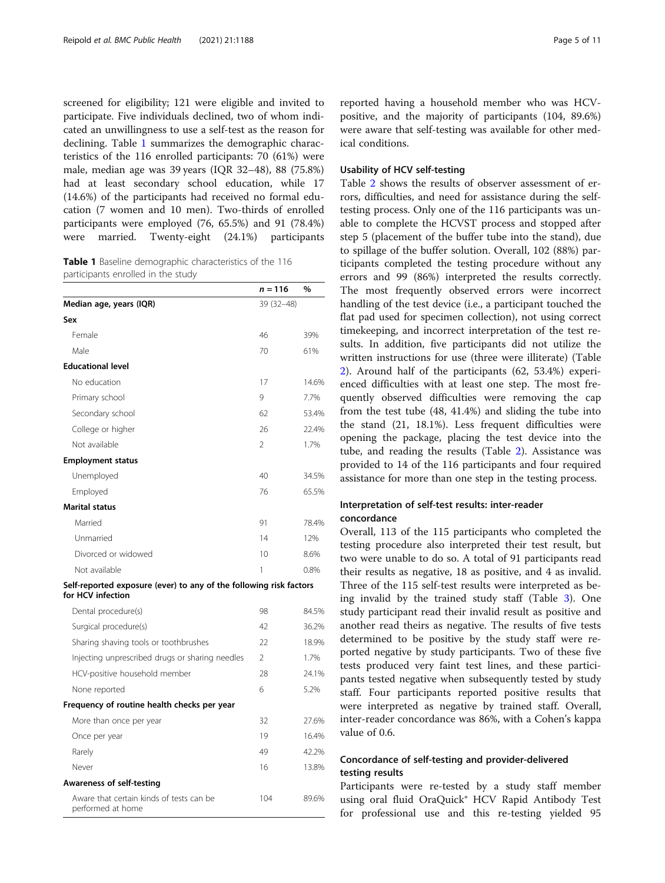screened for eligibility; 121 were eligible and invited to participate. Five individuals declined, two of whom indicated an unwillingness to use a self-test as the reason for declining. Table 1 summarizes the demographic characteristics of the 116 enrolled participants: 70 (61%) were male, median age was 39 years (IQR 32–48), 88 (75.8%) had at least secondary school education, while 17 (14.6%) of the participants had received no formal education (7 women and 10 men). Two-thirds of enrolled participants were employed (76, 65.5%) and 91 (78.4%) were married. Twenty-eight (24.1%) participants reported having a household member who was HCV-positive, and the majority of participants (104, 89.6%) were aware that self-testing was available for other medical conditions.

**Table 1** Baseline demographic characteristics of the 116 participants enrolled in the study

| | *n* = 116 | % |
|---|---|---|
| **Median age, years (IQR)** | 39 (32–48) | |
| **Sex** | | |
| Female | 46 | 39% |
| Male | 70 | 61% |
| **Educational level** | | |
| No education | 17 | 14.6% |
| Primary school | 9 | 7.7% |
| Secondary school | 62 | 53.4% |
| College or higher | 26 | 22.4% |
| Not available | 2 | 1.7% |
| **Employment status** | | |
| Unemployed | 40 | 34.5% |
| Employed | 76 | 65.5% |
| **Marital status** | | |
| Married | 91 | 78.4% |
| Unmarried | 14 | 12% |
| Divorced or widowed | 10 | 8.6% |
| Not available | 1 | 0.8% |
| **Self-reported exposure (ever) to any of the following risk factors for HCV infection** | | |
| Dental procedure(s) | 98 | 84.5% |
| Surgical procedure(s) | 42 | 36.2% |
| Sharing shaving tools or toothbrushes | 22 | 18.9% |
| Injecting unprescribed drugs or sharing needles | 2 | 1.7% |
| HCV-positive household member | 28 | 24.1% |
| None reported | 6 | 5.2% |
| **Frequency of routine health checks per year** | | |
| More than once per year | 32 | 27.6% |
| Once per year | 19 | 16.4% |
| Rarely | 49 | 42.2% |
| Never | 16 | 13.8% |
| **Awareness of self-testing** | | |
| Aware that certain kinds of tests can be performed at home | 104 | 89.6% |

### Usability of HCV self-testing

Table 2 shows the results of observer assessment of errors, difficulties, and need for assistance during the self-testing process. Only one of the 116 participants was unable to complete the HCVST process and stopped after step 5 (placement of the buffer tube into the stand), due to spillage of the buffer solution. Overall, 102 (88%) participants completed the testing procedure without any errors and 99 (86%) interpreted the results correctly. The most frequently observed errors were incorrect handling of the test device (i.e., a participant touched the flat pad used for specimen collection), not using correct timekeeping, and incorrect interpretation of the test results. In addition, five participants did not utilize the written instructions for use (three were illiterate) (Table 2). Around half of the participants (62, 53.4%) experienced difficulties with at least one step. The most frequently observed difficulties were removing the cap from the test tube (48, 41.4%) and sliding the tube into the stand (21, 18.1%). Less frequent difficulties were opening the package, placing the test device into the tube, and reading the results (Table 2). Assistance was provided to 14 of the 116 participants and four required assistance for more than one step in the testing process.

### Interpretation of self-test results: inter-reader concordance

Overall, 113 of the 115 participants who completed the testing procedure also interpreted their test result, but two were unable to do so. A total of 91 participants read their results as negative, 18 as positive, and 4 as invalid. Three of the 115 self-test results were interpreted as being invalid by the trained study staff (Table 3). One study participant read their invalid result as positive and another read theirs as negative. The results of five tests determined to be positive by the study staff were reported negative by study participants. Two of these five tests produced very faint test lines, and these participants tested negative when subsequently tested by study staff. Four participants reported positive results that were interpreted as negative by trained staff. Overall, inter-reader concordance was 86%, with a Cohen's kappa value of 0.6.

### Concordance of self-testing and provider-delivered testing results

Participants were re-tested by a study staff member using oral fluid OraQuick® HCV Rapid Antibody Test for professional use and this re-testing yielded 95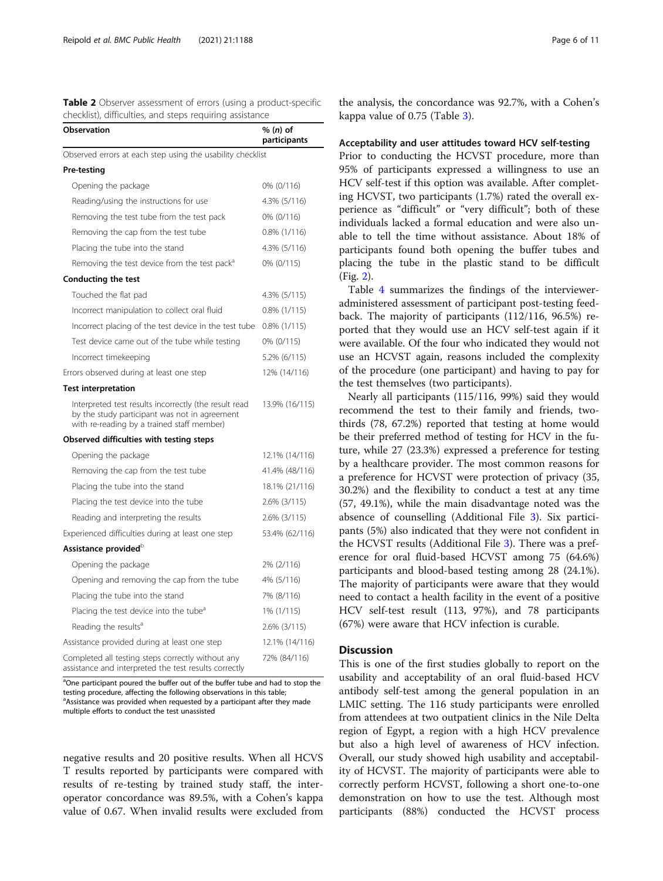**Table 2** Observer assessment of errors (using a product-specific checklist), difficulties, and steps requiring assistance

| Observation | % (*n*) of participants |
| --- | --- |
| Observed errors at each step using the usability checklist | |
| **Pre-testing** | |
| Opening the package | 0% (0/116) |
| Reading/using the instructions for use | 4.3% (5/116) |
| Removing the test tube from the test pack | 0% (0/116) |
| Removing the cap from the test tube | 0.8% (1/116) |
| Placing the tube into the stand | 4.3% (5/116) |
| Removing the test device from the test pack[a] | 0% (0/115) |
| **Conducting the test** | |
| Touched the flat pad | 4.3% (5/115) |
| Incorrect manipulation to collect oral fluid | 0.8% (1/115) |
| Incorrect placing of the test device in the test tube | 0.8% (1/115) |
| Test device came out of the tube while testing | 0% (0/115) |
| Incorrect timekeeping | 5.2% (6/115) |
| Errors observed during at least one step | 12% (14/116) |
| **Test interpretation** | |
| Interpreted test results incorrectly (the result read by the study participant was not in agreement with re-reading by a trained staff member) | 13.9% (16/115) |
| **Observed difficulties with testing steps** | |
| Opening the package | 12.1% (14/116) |
| Removing the cap from the test tube | 41.4% (48/116) |
| Placing the tube into the stand | 18.1% (21/116) |
| Placing the test device into the tube | 2.6% (3/115) |
| Reading and interpreting the results | 2.6% (3/115) |
| Experienced difficulties during at least one step | 53.4% (62/116) |
| **Assistance provided**[b] | |
| Opening the package | 2% (2/116) |
| Opening and removing the cap from the tube | 4% (5/116) |
| Placing the tube into the stand | 7% (8/116) |
| Placing the test device into the tube[a] | 1% (1/115) |
| Reading the results[a] | 2.6% (3/115) |
| Assistance provided during at least one step | 12.1% (14/116) |
| Completed all testing steps correctly without any assistance and interpreted the test results correctly | 72% (84/116) |

[a]One participant poured the buffer out of the buffer tube and had to stop the testing procedure, affecting the following observations in this table;
[a]Assistance was provided when requested by a participant after they made multiple efforts to conduct the test unassisted

negative results and 20 positive results. When all HCVST results reported by participants were compared with results of re-testing by trained study staff, the inter-operator concordance was 89.5%, with a Cohen's kappa value of 0.67. When invalid results were excluded from the analysis, the concordance was 92.7%, with a Cohen's kappa value of 0.75 (Table 3).

#### Acceptability and user attitudes toward HCV self-testing

Prior to conducting the HCVST procedure, more than 95% of participants expressed a willingness to use an HCV self-test if this option was available. After completing HCVST, two participants (1.7%) rated the overall experience as "difficult" or "very difficult"; both of these individuals lacked a formal education and were also unable to tell the time without assistance. About 18% of participants found both opening the buffer tubes and placing the tube in the plastic stand to be difficult (Fig. 2).

Table 4 summarizes the findings of the interviewer-administered assessment of participant post-testing feedback. The majority of participants (112/116, 96.5%) reported that they would use an HCV self-test again if it were available. Of the four who indicated they would not use an HCVST again, reasons included the complexity of the procedure (one participant) and having to pay for the test themselves (two participants).

Nearly all participants (115/116, 99%) said they would recommend the test to their family and friends, two-thirds (78, 67.2%) reported that testing at home would be their preferred method of testing for HCV in the future, while 27 (23.3%) expressed a preference for testing by a healthcare provider. The most common reasons for a preference for HCVST were protection of privacy (35, 30.2%) and the flexibility to conduct a test at any time (57, 49.1%), while the main disadvantage noted was the absence of counselling (Additional File 3). Six participants (5%) also indicated that they were not confident in the HCVST results (Additional File 3). There was a preference for oral fluid-based HCVST among 75 (64.6%) participants and blood-based testing among 28 (24.1%). The majority of participants were aware that they would need to contact a health facility in the event of a positive HCV self-test result (113, 97%), and 78 participants (67%) were aware that HCV infection is curable.

## Discussion

This is one of the first studies globally to report on the usability and acceptability of an oral fluid-based HCV antibody self-test among the general population in an LMIC setting. The 116 study participants were enrolled from attendees at two outpatient clinics in the Nile Delta region of Egypt, a region with a high HCV prevalence but also a high level of awareness of HCV infection. Overall, our study showed high usability and acceptability of HCVST. The majority of participants were able to correctly perform HCVST, following a short one-to-one demonstration on how to use the test. Although most participants (88%) conducted the HCVST process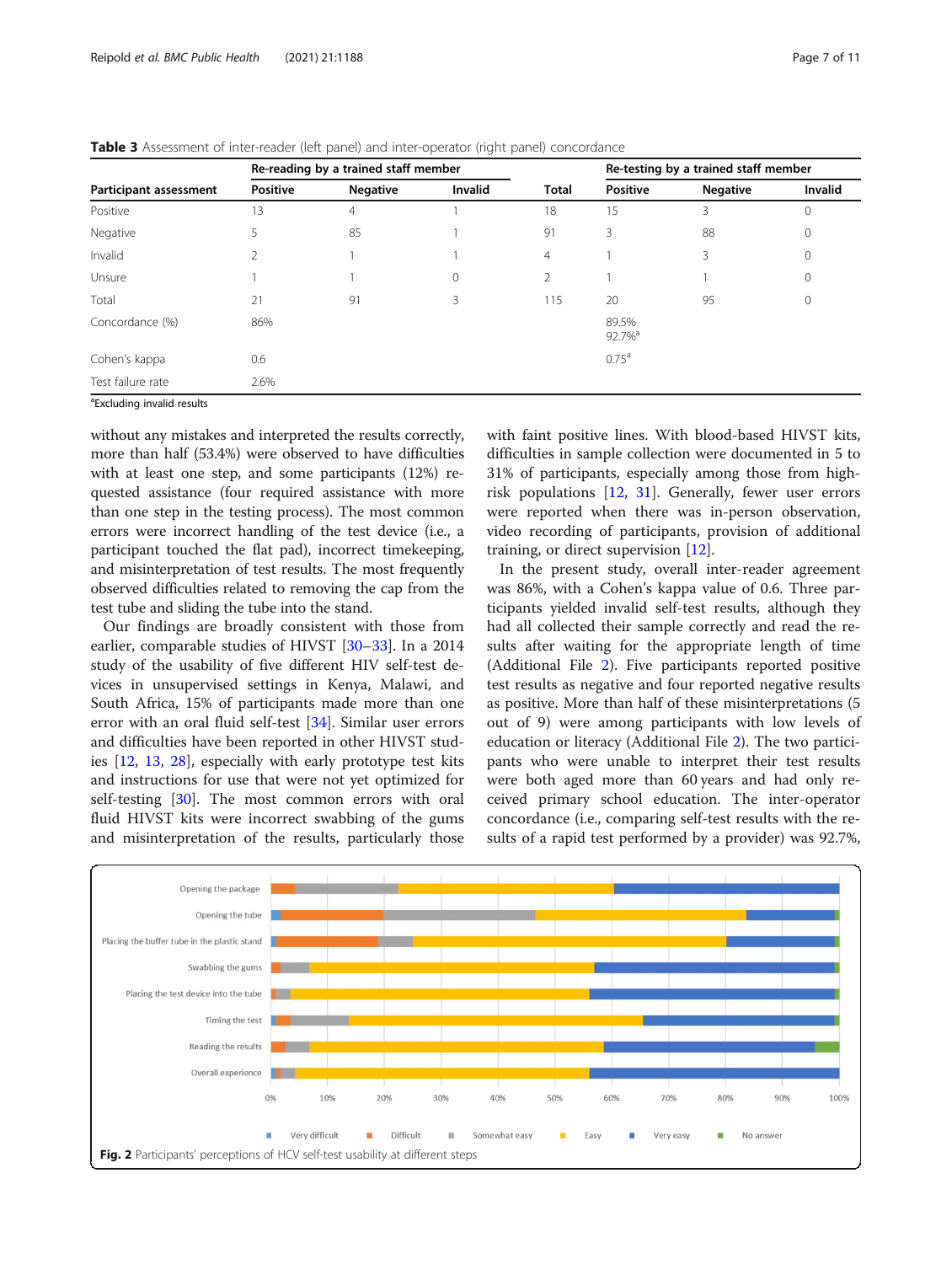**Table 3** Assessment of inter-reader (left panel) and inter-operator (right panel) concordance

| Participant assessment | Re-reading by a trained staff member | | | Total | Re-testing by a trained staff member | | |
|---|---|---|---|---|---|---|---|
| | Positive | Negative | Invalid | | Positive | Negative | Invalid |
| Positive | 13 | 4 | 1 | 18 | 15 | 3 | 0 |
| Negative | 5 | 85 | 1 | 91 | 3 | 88 | 0 |
| Invalid | 2 | 1 | 1 | 4 | 1 | 3 | 0 |
| Unsure | 1 | 1 | 0 | 2 | 1 | 1 | 0 |
| Total | 21 | 91 | 3 | 115 | 20 | 95 | 0 |
| Concordance (%) | 86% | | | | 89.5% 92.7%[a] | | |
| Cohen's kappa | 0.6 | | | | 0.75[a] | | |
| Test failure rate | 2.6% | | | | | | |

[a]Excluding invalid results

without any mistakes and interpreted the results correctly, more than half (53.4%) were observed to have difficulties with at least one step, and some participants (12%) requested assistance (four required assistance with more than one step in the testing process). The most common errors were incorrect handling of the test device (i.e., a participant touched the flat pad), incorrect timekeeping, and misinterpretation of test results. The most frequently observed difficulties related to removing the cap from the test tube and sliding the tube into the stand.

Our findings are broadly consistent with those from earlier, comparable studies of HIVST [30–33]. In a 2014 study of the usability of five different HIV self-test devices in unsupervised settings in Kenya, Malawi, and South Africa, 15% of participants made more than one error with an oral fluid self-test [34]. Similar user errors and difficulties have been reported in other HIVST studies [12, 13, 28], especially with early prototype test kits and instructions for use that were not yet optimized for self-testing [30]. The most common errors with oral fluid HIVST kits were incorrect swabbing of the gums and misinterpretation of the results, particularly those with faint positive lines. With blood-based HIVST kits, difficulties in sample collection were documented in 5 to 31% of participants, especially among those from high-risk populations [12, 31]. Generally, fewer user errors were reported when there was in-person observation, video recording of participants, provision of additional training, or direct supervision [12].

In the present study, overall inter-reader agreement was 86%, with a Cohen's kappa value of 0.6. Three participants yielded invalid self-test results, although they had all collected their sample correctly and read the results after waiting for the appropriate length of time (Additional File 2). Five participants reported positive test results as negative and four reported negative results as positive. More than half of these misinterpretations (5 out of 9) were among participants with low levels of education or literacy (Additional File 2). The two participants who were unable to interpret their test results were both aged more than 60 years and had only received primary school education. The inter-operator concordance (i.e., comparing self-test results with the results of a rapid test performed by a provider) was 92.7%,

**Fig. 2** Participants' perceptions of HCV self-test usability at different steps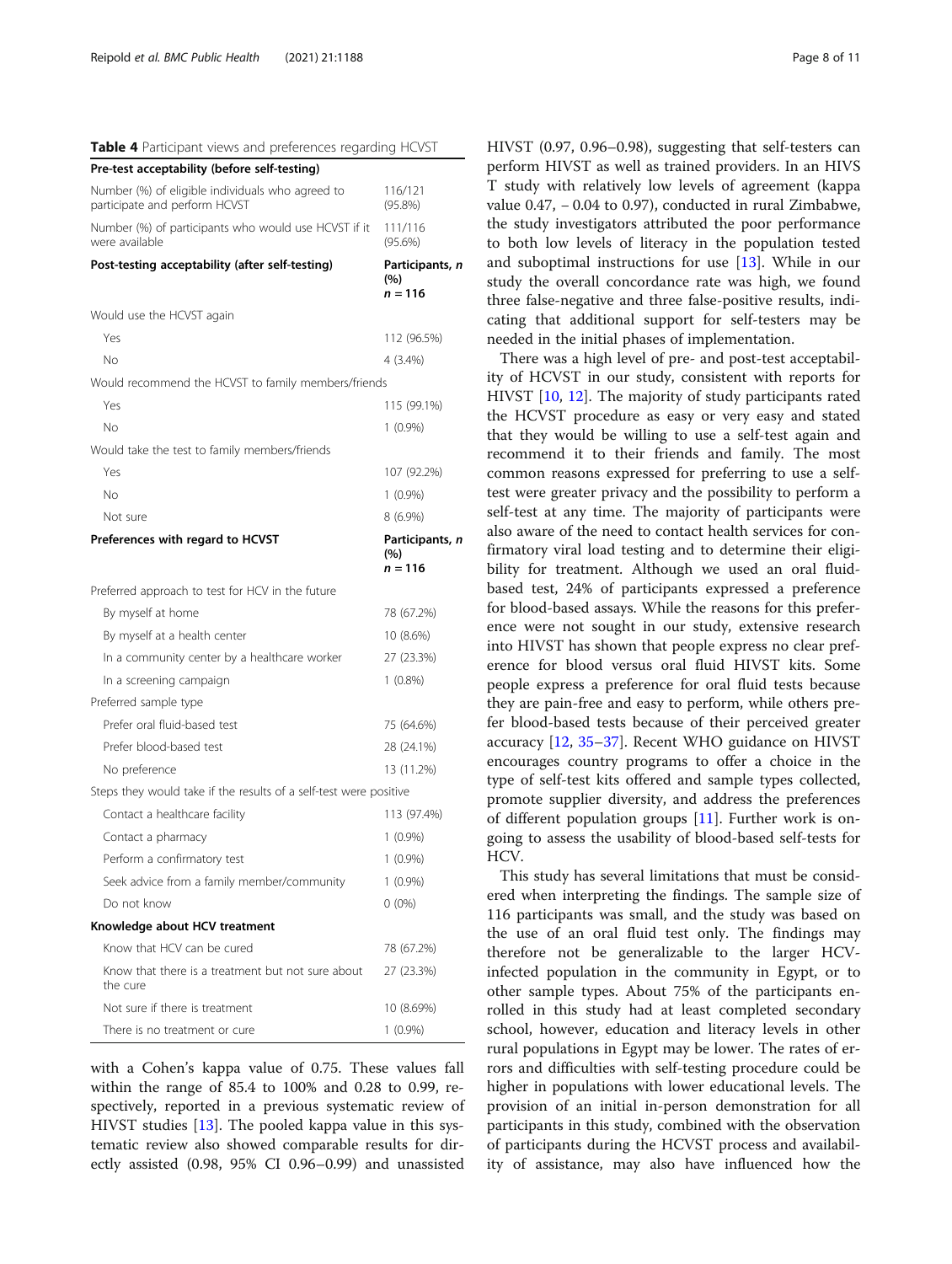**Table 4** Participant views and preferences regarding HCVST

| Pre-test acceptability (before self-testing) | |
|---|---|
| Number (%) of eligible individuals who agreed to participate and perform HCVST | 116/121 (95.8%) |
| Number (%) of participants who would use HCVST if it were available | 111/116 (95.6%) |
| **Post-testing acceptability (after self-testing)** | **Participants, *n* (%) *n* = 116** |
| Would use the HCVST again | |
| Yes | 112 (96.5%) |
| No | 4 (3.4%) |
| Would recommend the HCVST to family members/friends | |
| Yes | 115 (99.1%) |
| No | 1 (0.9%) |
| Would take the test to family members/friends | |
| Yes | 107 (92.2%) |
| No | 1 (0.9%) |
| Not sure | 8 (6.9%) |
| **Preferences with regard to HCVST** | **Participants, *n* (%) *n* = 116** |
| Preferred approach to test for HCV in the future | |
| By myself at home | 78 (67.2%) |
| By myself at a health center | 10 (8.6%) |
| In a community center by a healthcare worker | 27 (23.3%) |
| In a screening campaign | 1 (0.8%) |
| Preferred sample type | |
| Prefer oral fluid-based test | 75 (64.6%) |
| Prefer blood-based test | 28 (24.1%) |
| No preference | 13 (11.2%) |
| Steps they would take if the results of a self-test were positive | |
| Contact a healthcare facility | 113 (97.4%) |
| Contact a pharmacy | 1 (0.9%) |
| Perform a confirmatory test | 1 (0.9%) |
| Seek advice from a family member/community | 1 (0.9%) |
| Do not know | 0 (0%) |
| **Knowledge about HCV treatment** | |
| Know that HCV can be cured | 78 (67.2%) |
| Know that there is a treatment but not sure about the cure | 27 (23.3%) |
| Not sure if there is treatment | 10 (8.69%) |
| There is no treatment or cure | 1 (0.9%) |

with a Cohen's kappa value of 0.75. These values fall within the range of 85.4 to 100% and 0.28 to 0.99, respectively, reported in a previous systematic review of HIVST studies [13]. The pooled kappa value in this systematic review also showed comparable results for directly assisted (0.98, 95% CI 0.96–0.99) and unassisted HIVST (0.97, 0.96–0.98), suggesting that self-testers can perform HIVST as well as trained providers. In an HIVST study with relatively low levels of agreement (kappa value 0.47, − 0.04 to 0.97), conducted in rural Zimbabwe, the study investigators attributed the poor performance to both low levels of literacy in the population tested and suboptimal instructions for use [13]. While in our study the overall concordance rate was high, we found three false-negative and three false-positive results, indicating that additional support for self-testers may be needed in the initial phases of implementation.

There was a high level of pre- and post-test acceptability of HCVST in our study, consistent with reports for HIVST [10, 12]. The majority of study participants rated the HCVST procedure as easy or very easy and stated that they would be willing to use a self-test again and recommend it to their friends and family. The most common reasons expressed for preferring to use a self-test were greater privacy and the possibility to perform a self-test at any time. The majority of participants were also aware of the need to contact health services for confirmatory viral load testing and to determine their eligibility for treatment. Although we used an oral fluid-based test, 24% of participants expressed a preference for blood-based assays. While the reasons for this preference were not sought in our study, extensive research into HIVST has shown that people express no clear preference for blood versus oral fluid HIVST kits. Some people express a preference for oral fluid tests because they are pain-free and easy to perform, while others prefer blood-based tests because of their perceived greater accuracy [12, 35–37]. Recent WHO guidance on HIVST encourages country programs to offer a choice in the type of self-test kits offered and sample types collected, promote supplier diversity, and address the preferences of different population groups [11]. Further work is ongoing to assess the usability of blood-based self-tests for HCV.

This study has several limitations that must be considered when interpreting the findings. The sample size of 116 participants was small, and the study was based on the use of an oral fluid test only. The findings may therefore not be generalizable to the larger HCV-infected population in the community in Egypt, or to other sample types. About 75% of the participants enrolled in this study had at least completed secondary school, however, education and literacy levels in other rural populations in Egypt may be lower. The rates of errors and difficulties with self-testing procedure could be higher in populations with lower educational levels. The provision of an initial in-person demonstration for all participants in this study, combined with the observation of participants during the HCVST process and availability of assistance, may also have influenced how the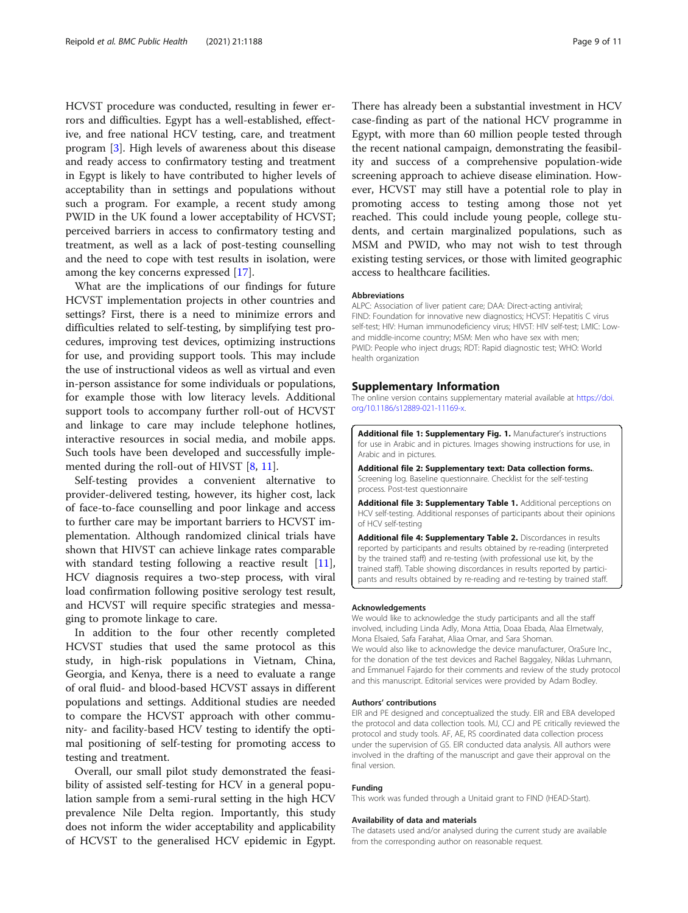HCVST procedure was conducted, resulting in fewer errors and difficulties. Egypt has a well-established, effective, and free national HCV testing, care, and treatment program [3]. High levels of awareness about this disease and ready access to confirmatory testing and treatment in Egypt is likely to have contributed to higher levels of acceptability than in settings and populations without such a program. For example, a recent study among PWID in the UK found a lower acceptability of HCVST; perceived barriers in access to confirmatory testing and treatment, as well as a lack of post-testing counselling and the need to cope with test results in isolation, were among the key concerns expressed [17].

What are the implications of our findings for future HCVST implementation projects in other countries and settings? First, there is a need to minimize errors and difficulties related to self-testing, by simplifying test procedures, improving test devices, optimizing instructions for use, and providing support tools. This may include the use of instructional videos as well as virtual and even in-person assistance for some individuals or populations, for example those with low literacy levels. Additional support tools to accompany further roll-out of HCVST and linkage to care may include telephone hotlines, interactive resources in social media, and mobile apps. Such tools have been developed and successfully implemented during the roll-out of HIVST [8, 11].

Self-testing provides a convenient alternative to provider-delivered testing, however, its higher cost, lack of face-to-face counselling and poor linkage and access to further care may be important barriers to HCVST implementation. Although randomized clinical trials have shown that HIVST can achieve linkage rates comparable with standard testing following a reactive result [11], HCV diagnosis requires a two-step process, with viral load confirmation following positive serology test result, and HCVST will require specific strategies and messaging to promote linkage to care.

In addition to the four other recently completed HCVST studies that used the same protocol as this study, in high-risk populations in Vietnam, China, Georgia, and Kenya, there is a need to evaluate a range of oral fluid- and blood-based HCVST assays in different populations and settings. Additional studies are needed to compare the HCVST approach with other community- and facility-based HCV testing to identify the optimal positioning of self-testing for promoting access to testing and treatment.

Overall, our small pilot study demonstrated the feasibility of assisted self-testing for HCV in a general population sample from a semi-rural setting in the high HCV prevalence Nile Delta region. Importantly, this study does not inform the wider acceptability and applicability of HCVST to the generalised HCV epidemic in Egypt. There has already been a substantial investment in HCV case-finding as part of the national HCV programme in Egypt, with more than 60 million people tested through the recent national campaign, demonstrating the feasibility and success of a comprehensive population-wide screening approach to achieve disease elimination. However, HCVST may still have a potential role to play in promoting access to testing among those not yet reached. This could include young people, college students, and certain marginalized populations, such as MSM and PWID, who may not wish to test through existing testing services, or those with limited geographic access to healthcare facilities.

#### Abbreviations

ALPC: Association of liver patient care; DAA: Direct-acting antiviral; FIND: Foundation for innovative new diagnostics; HCVST: Hepatitis C virus self-test; HIV: Human immunodeficiency virus; HIVST: HIV self-test; LMIC: Low- and middle-income country; MSM: Men who have sex with men; PWID: People who inject drugs; RDT: Rapid diagnostic test; WHO: World health organization

## Supplementary Information

The online version contains supplementary material available at https://doi.org/10.1186/s12889-021-11169-x.

**Additional file 1: Supplementary Fig. 1.** Manufacturer's instructions for use in Arabic and in pictures. Images showing instructions for use, in Arabic and in pictures.

**Additional file 2: Supplementary text: Data collection forms.**. Screening log. Baseline questionnaire. Checklist for the self-testing process. Post-test questionnaire

**Additional file 3: Supplementary Table 1.** Additional perceptions on HCV self-testing. Additional responses of participants about their opinions of HCV self-testing

**Additional file 4: Supplementary Table 2.** Discordances in results reported by participants and results obtained by re-reading (interpreted by the trained staff) and re-testing (with professional use kit, by the trained staff). Table showing discordances in results reported by participants and results obtained by re-reading and re-testing by trained staff.

#### Acknowledgements

We would like to acknowledge the study participants and all the staff involved, including Linda Adly, Mona Attia, Doaa Ebada, Alaa Elmetwaly, Mona Elsaied, Safa Farahat, Aliaa Omar, and Sara Shoman.
We would also like to acknowledge the device manufacturer, OraSure Inc., for the donation of the test devices and Rachel Baggaley, Niklas Luhmann, and Emmanuel Fajardo for their comments and review of the study protocol and this manuscript. Editorial services were provided by Adam Bodley.

#### Authors' contributions

EIR and PE designed and conceptualized the study. EIR and EBA developed the protocol and data collection tools. MJ, CCJ and PE critically reviewed the protocol and study tools. AF, AE, RS coordinated data collection process under the supervision of GS. EIR conducted data analysis. All authors were involved in the drafting of the manuscript and gave their approval on the final version.

#### Funding

This work was funded through a Unitaid grant to FIND (HEAD-Start).

#### Availability of data and materials

The datasets used and/or analysed during the current study are available from the corresponding author on reasonable request.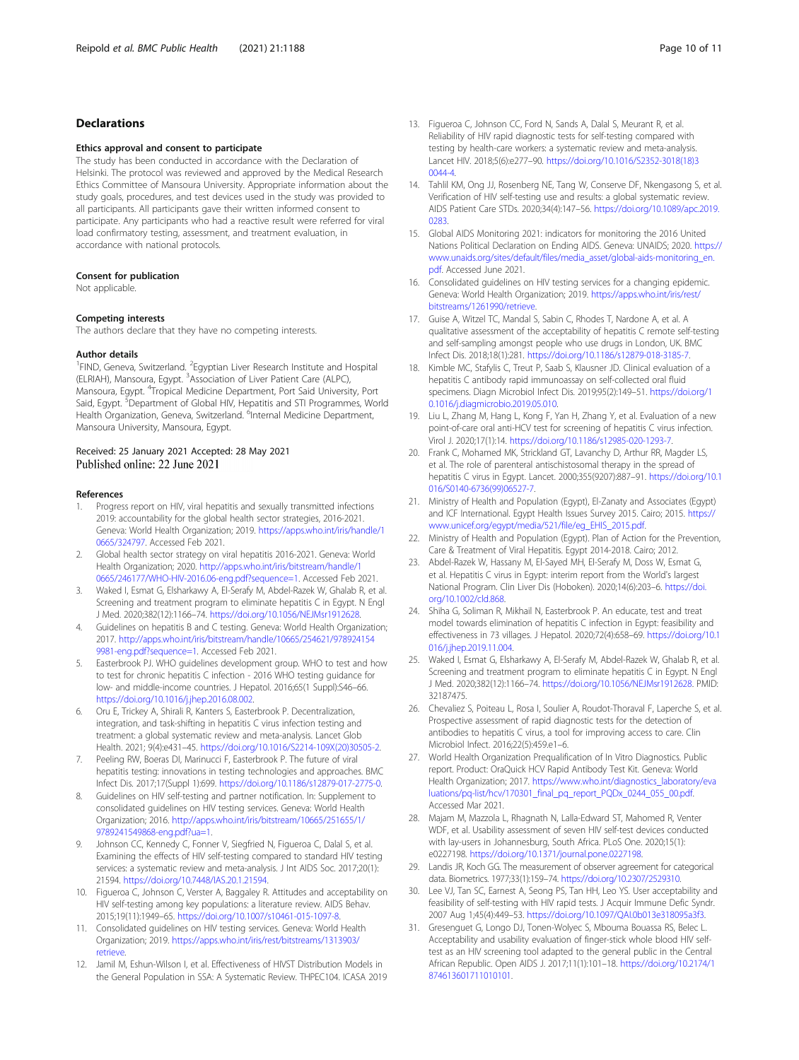## Declarations

### Ethics approval and consent to participate

The study has been conducted in accordance with the Declaration of Helsinki. The protocol was reviewed and approved by the Medical Research Ethics Committee of Mansoura University. Appropriate information about the study goals, procedures, and test devices used in the study was provided to all participants. All participants gave their written informed consent to participate. Any participants who had a reactive result were referred for viral load confirmatory testing, assessment, and treatment evaluation, in accordance with national protocols.

### Consent for publication

Not applicable.

### Competing interests

The authors declare that they have no competing interests.

### Author details

[1]FIND, Geneva, Switzerland. [2]Egyptian Liver Research Institute and Hospital (ELRIAH), Mansoura, Egypt. [3]Association of Liver Patient Care (ALPC), Mansoura, Egypt. [4]Tropical Medicine Department, Port Said University, Port Said, Egypt. [5]Department of Global HIV, Hepatitis and STI Programmes, World Health Organization, Geneva, Switzerland. [6]Internal Medicine Department, Mansoura University, Mansoura, Egypt.

Received: 25 January 2021 Accepted: 28 May 2021
Published online: 22 June 2021

### References

1. Progress report on HIV, viral hepatitis and sexually transmitted infections 2019: accountability for the global health sector strategies, 2016-2021. Geneva: World Health Organization; 2019. https://apps.who.int/iris/handle/10665/324797. Accessed Feb 2021.
2. Global health sector strategy on viral hepatitis 2016-2021. Geneva: World Health Organization; 2020. http://apps.who.int/iris/bitstream/handle/10665/246177/WHO-HIV-2016.06-eng.pdf?sequence=1. Accessed Feb 2021.
3. Waked I, Esmat G, Elsharkawy A, El-Serafy M, Abdel-Razek W, Ghalab R, et al. Screening and treatment program to eliminate hepatitis C in Egypt. N Engl J Med. 2020;382(12):1166–74. https://doi.org/10.1056/NEJMsr1912628.
4. Guidelines on hepatitis B and C testing. Geneva: World Health Organization; 2017. http://apps.who.int/iris/bitstream/handle/10665/254621/9789241549981-eng.pdf?sequence=1. Accessed Feb 2021.
5. Easterbrook PJ. WHO guidelines development group. WHO to test and how to test for chronic hepatitis C infection - 2016 WHO testing guidance for low- and middle-income countries. J Hepatol. 2016;65(1 Suppl):S46–66. https://doi.org/10.1016/j.jhep.2016.08.002.
6. Oru E, Trickey A, Shirali R, Kanters S, Easterbrook P. Decentralization, integration, and task-shifting in hepatitis C virus infection testing and treatment: a global systematic review and meta-analysis. Lancet Glob Health. 2021; 9(4):e431–45. https://doi.org/10.1016/S2214-109X(20)30505-2.
7. Peeling RW, Boeras DI, Marinucci F, Easterbrook P. The future of viral hepatitis testing: innovations in testing technologies and approaches. BMC Infect Dis. 2017;17(Suppl 1):699. https://doi.org/10.1186/s12879-017-2775-0.
8. Guidelines on HIV self-testing and partner notification. In: Supplement to consolidated guidelines on HIV testing services. Geneva: World Health Organization; 2016. http://apps.who.int/iris/bitstream/10665/251655/1/9789241549868-eng.pdf?ua=1.
9. Johnson CC, Kennedy C, Fonner V, Siegfried N, Figueroa C, Dalal S, et al. Examining the effects of HIV self-testing compared to standard HIV testing services: a systematic review and meta-analysis. J Int AIDS Soc. 2017;20(1): 21594. https://doi.org/10.7448/IAS.20.1.21594.
10. Figueroa C, Johnson C, Verster A, Baggaley R. Attitudes and acceptability on HIV self-testing among key populations: a literature review. AIDS Behav. 2015;19(11):1949–65. https://doi.org/10.1007/s10461-015-1097-8.
11. Consolidated guidelines on HIV testing services. Geneva: World Health Organization; 2019. https://apps.who.int/iris/rest/bitstreams/1313903/retrieve.
12. Jamil M, Eshun-Wilson I, et al. Effectiveness of HIVST Distribution Models in the General Population in SSA: A Systematic Review. THPEC104. ICASA 2019
13. Figueroa C, Johnson CC, Ford N, Sands A, Dalal S, Meurant R, et al. Reliability of HIV rapid diagnostic tests for self-testing compared with testing by health-care workers: a systematic review and meta-analysis. Lancet HIV. 2018;5(6):e277–90. https://doi.org/10.1016/S2352-3018(18)30044-4.
14. Tahlil KM, Ong JJ, Rosenberg NE, Tang W, Conserve DF, Nkengasong S, et al. Verification of HIV self-testing use and results: a global systematic review. AIDS Patient Care STDs. 2020;34(4):147–56. https://doi.org/10.1089/apc.2019.0283.
15. Global AIDS Monitoring 2021: indicators for monitoring the 2016 United Nations Political Declaration on Ending AIDS. Geneva: UNAIDS; 2020. https://www.unaids.org/sites/default/files/media_asset/global-aids-monitoring_en.pdf. Accessed June 2021.
16. Consolidated guidelines on HIV testing services for a changing epidemic. Geneva: World Health Organization; 2019. https://apps.who.int/iris/rest/bitstreams/1261990/retrieve.
17. Guise A, Witzel TC, Mandal S, Sabin C, Rhodes T, Nardone A, et al. A qualitative assessment of the acceptability of hepatitis C remote self-testing and self-sampling amongst people who use drugs in London, UK. BMC Infect Dis. 2018;18(1):281. https://doi.org/10.1186/s12879-018-3185-7.
18. Kimble MC, Stafylis C, Treut P, Saab S, Klausner JD. Clinical evaluation of a hepatitis C antibody rapid immunoassay on self-collected oral fluid specimens. Diagn Microbiol Infect Dis. 2019;95(2):149–51. https://doi.org/10.1016/j.diagmicrobio.2019.05.010.
19. Liu L, Zhang M, Hang L, Kong F, Yan H, Zhang Y, et al. Evaluation of a new point-of-care oral anti-HCV test for screening of hepatitis C virus infection. Virol J. 2020;17(1):14. https://doi.org/10.1186/s12985-020-1293-7.
20. Frank C, Mohamed MK, Strickland GT, Lavanchy D, Arthur RR, Magder LS, et al. The role of parenteral antischistosomal therapy in the spread of hepatitis C virus in Egypt. Lancet. 2000;355(9207):887–91. https://doi.org/10.1016/S0140-6736(99)06527-7.
21. Ministry of Health and Population (Egypt), El-Zanaty and Associates (Egypt) and ICF International. Egypt Health Issues Survey 2015. Cairo; 2015. https://www.unicef.org/egypt/media/521/file/eg_EHIS_2015.pdf.
22. Ministry of Health and Population (Egypt). Plan of Action for the Prevention, Care & Treatment of Viral Hepatitis. Egypt 2014-2018. Cairo; 2012.
23. Abdel-Razek W, Hassany M, El-Sayed MH, El-Serafy M, Doss W, Esmat G, et al. Hepatitis C virus in Egypt: interim report from the World's largest National Program. Clin Liver Dis (Hoboken). 2020;14(6):203–6. https://doi.org/10.1002/cld.868.
24. Shiha G, Soliman R, Mikhail N, Easterbrook P. An educate, test and treat model towards elimination of hepatitis C infection in Egypt: feasibility and effectiveness in 73 villages. J Hepatol. 2020;72(4):658–69. https://doi.org/10.1016/j.jhep.2019.11.004.
25. Waked I, Esmat G, Elsharkawy A, El-Serafy M, Abdel-Razek W, Ghalab R, et al. Screening and treatment program to eliminate hepatitis C in Egypt. N Engl J Med. 2020;382(12):1166–74. https://doi.org/10.1056/NEJMsr1912628. PMID: 32187475.
26. Chevaliez S, Poiteau L, Rosa I, Soulier A, Roudot-Thoraval F, Laperche S, et al. Prospective assessment of rapid diagnostic tests for the detection of antibodies to hepatitis C virus, a tool for improving access to care. Clin Microbiol Infect. 2016;22(5):459.e1–6.
27. World Health Organization Prequalification of In Vitro Diagnostics. Public report. Product: OraQuick HCV Rapid Antibody Test Kit. Geneva: World Health Organization; 2017. https://www.who.int/diagnostics_laboratory/evaluations/pq-list/hcv/170301_final_pq_report_PQDx_0244_055_00.pdf. Accessed Mar 2021.
28. Majam M, Mazzola L, Rhagnath N, Lalla-Edward ST, Mahomed R, Venter WDF, et al. Usability assessment of seven HIV self-test devices conducted with lay-users in Johannesburg, South Africa. PLoS One. 2020;15(1): e0227198. https://doi.org/10.1371/journal.pone.0227198.
29. Landis JR, Koch GG. The measurement of observer agreement for categorical data. Biometrics. 1977;33(1):159–74. https://doi.org/10.2307/2529310.
30. Lee VJ, Tan SC, Earnest A, Seong PS, Tan HH, Leo YS. User acceptability and feasibility of self-testing with HIV rapid tests. J Acquir Immune Defic Syndr. 2007 Aug 1;45(4):449–53. https://doi.org/10.1097/QAI.0b013e318095a3f3.
31. Gresenguet G, Longo DJ, Tonen-Wolyec S, Mbouma Bouassa RS, Belec L. Acceptability and usability evaluation of finger-stick whole blood HIV self-test as an HIV screening tool adapted to the general public in the Central African Republic. Open AIDS J. 2017;11(1):101–18. https://doi.org/10.2174/1874613601711010101.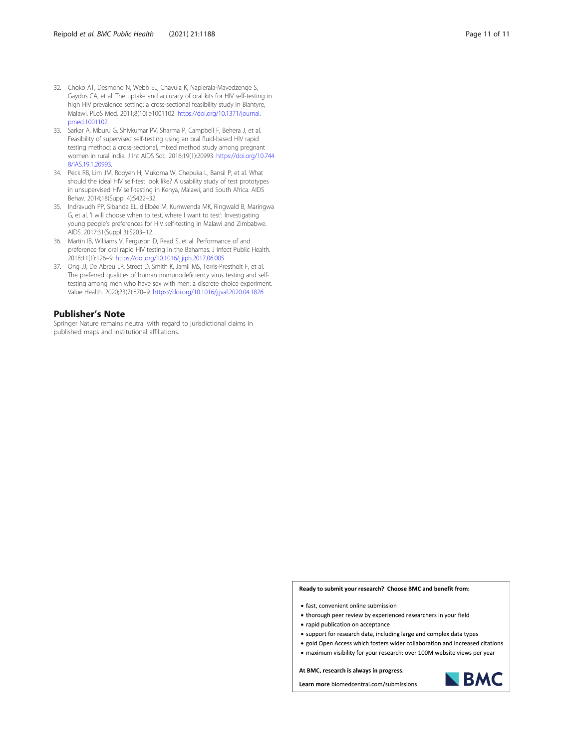32. Choko AT, Desmond N, Webb EL, Chavula K, Napierala-Mavedzenge S, Gaydos CA, et al. The uptake and accuracy of oral kits for HIV self-testing in high HIV prevalence setting: a cross-sectional feasibility study in Blantyre, Malawi. PLoS Med. 2011;8(10):e1001102. https://doi.org/10.1371/journal.pmed.1001102.
33. Sarkar A, Mburu G, Shivkumar PV, Sharma P, Campbell F, Behera J, et al. Feasibility of supervised self-testing using an oral fluid-based HIV rapid testing method: a cross-sectional, mixed method study among pregnant women in rural India. J Int AIDS Soc. 2016;19(1):20993. https://doi.org/10.7448/IAS.19.1.20993.
34. Peck RB, Lim JM, Rooyen H, Mukoma W, Chepuka L, Bansil P, et al. What should the ideal HIV self-test look like? A usability study of test prototypes in unsupervised HIV self-testing in Kenya, Malawi, and South Africa. AIDS Behav. 2014;18(Suppl 4):S422–32.
35. Indravudh PP, Sibanda EL, d'Elbée M, Kumwenda MK, Ringwald B, Maringwa G, et al. 'I will choose when to test, where I want to test': Investigating young people's preferences for HIV self-testing in Malawi and Zimbabwe. AIDS. 2017;31(Suppl 3):S203–12.
36. Martin IB, Williams V, Ferguson D, Read S, et al. Performance of and preference for oral rapid HIV testing in the Bahamas. J Infect Public Health. 2018;11(1):126–9. https://doi.org/10.1016/j.jiph.2017.06.005.
37. Ong JJ, De Abreu LR, Street D, Smith K, Jamil MS, Terris-Prestholt F, et al. The preferred qualities of human immunodeficiency virus testing and self-testing among men who have sex with men: a discrete choice experiment. Value Health. 2020;23(7):870–9. https://doi.org/10.1016/j.jval.2020.04.1826.

## Publisher's Note

Springer Nature remains neutral with regard to jurisdictional claims in published maps and institutional affiliations.

**Ready to submit your research? Choose BMC and benefit from:**

- fast, convenient online submission
- thorough peer review by experienced researchers in your field
- rapid publication on acceptance
- support for research data, including large and complex data types
- gold Open Access which fosters wider collaboration and increased citations
- maximum visibility for your research: over 100M website views per year

**At BMC, research is always in progress.**

**Learn more** biomedcentral.com/submissions

BMC